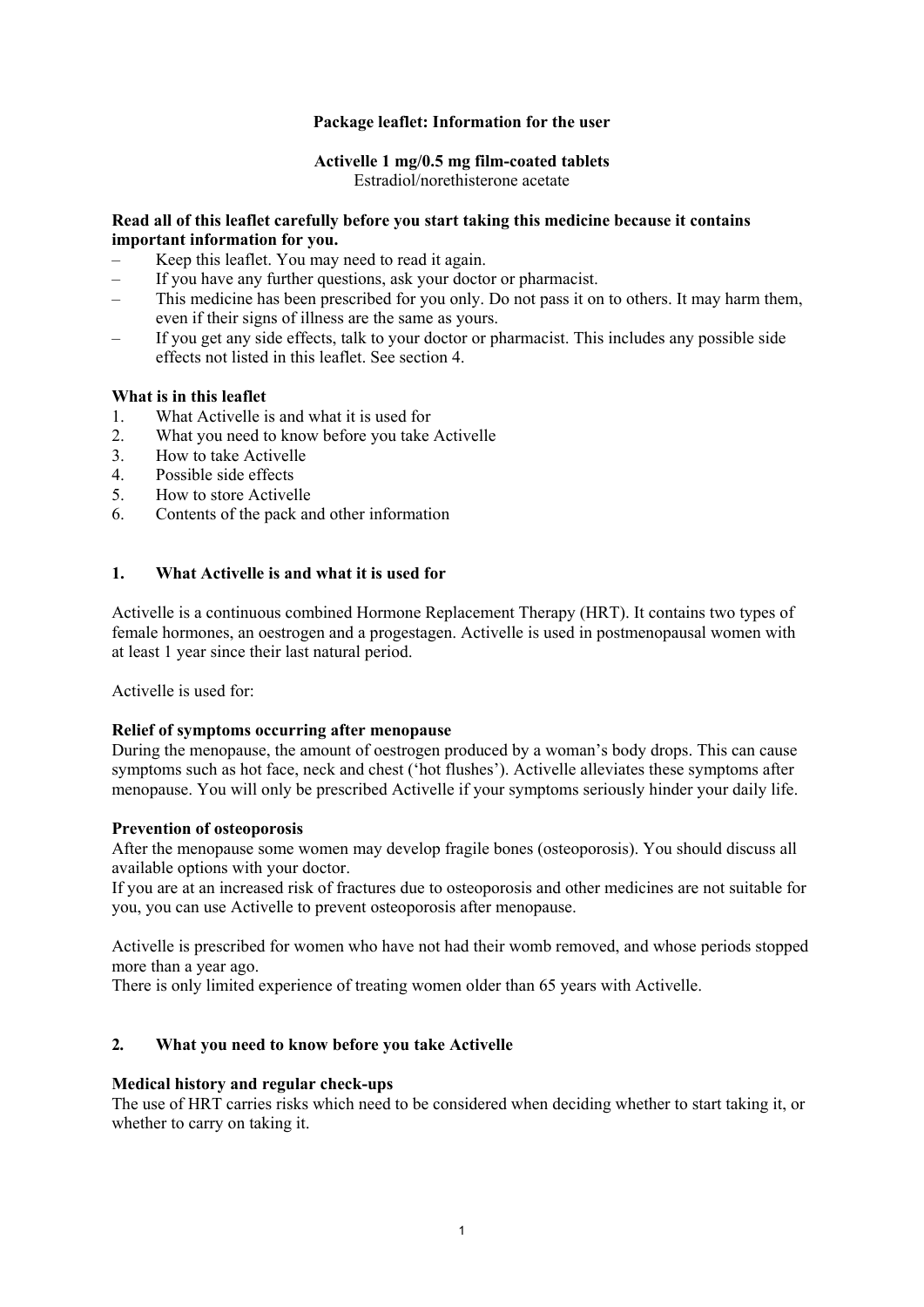**Package leaflet: Information for the user**

**Activelle 1 mg/0.5 mg film-coated tablets**
Estradiol/norethisterone acetate

**Read all of this leaflet carefully before you start taking this medicine because it contains important information for you.**

- Keep this leaflet. You may need to read it again.
- If you have any further questions, ask your doctor or pharmacist.
- This medicine has been prescribed for you only. Do not pass it on to others. It may harm them, even if their signs of illness are the same as yours.
- If you get any side effects, talk to your doctor or pharmacist. This includes any possible side effects not listed in this leaflet. See section 4.

**What is in this leaflet**

1. What Activelle is and what it is used for
2. What you need to know before you take Activelle
3. How to take Activelle
4. Possible side effects
5. How to store Activelle
6. Contents of the pack and other information

## 1. What Activelle is and what it is used for

Activelle is a continuous combined Hormone Replacement Therapy (HRT). It contains two types of female hormones, an oestrogen and a progestagen. Activelle is used in postmenopausal women with at least 1 year since their last natural period.

Activelle is used for:

**Relief of symptoms occurring after menopause**
During the menopause, the amount of oestrogen produced by a woman's body drops. This can cause symptoms such as hot face, neck and chest ('hot flushes'). Activelle alleviates these symptoms after menopause. You will only be prescribed Activelle if your symptoms seriously hinder your daily life.

**Prevention of osteoporosis**
After the menopause some women may develop fragile bones (osteoporosis). You should discuss all available options with your doctor.
If you are at an increased risk of fractures due to osteoporosis and other medicines are not suitable for you, you can use Activelle to prevent osteoporosis after menopause.

Activelle is prescribed for women who have not had their womb removed, and whose periods stopped more than a year ago.
There is only limited experience of treating women older than 65 years with Activelle.

## 2. What you need to know before you take Activelle

**Medical history and regular check-ups**
The use of HRT carries risks which need to be considered when deciding whether to start taking it, or whether to carry on taking it.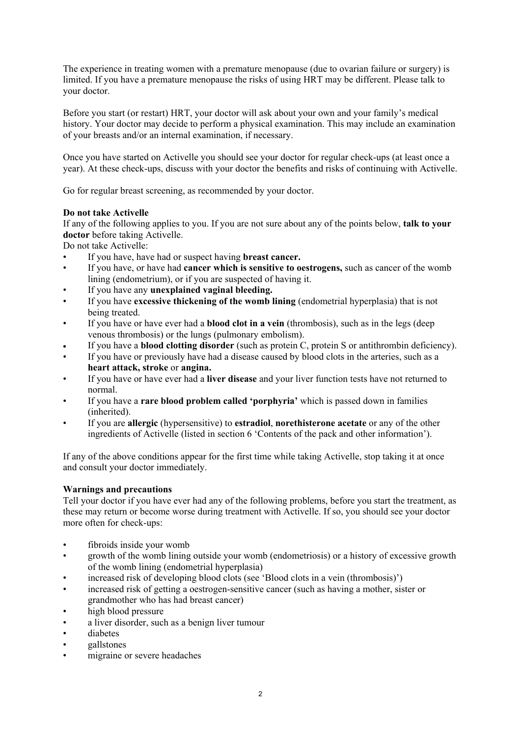The experience in treating women with a premature menopause (due to ovarian failure or surgery) is limited. If you have a premature menopause the risks of using HRT may be different. Please talk to your doctor.

Before you start (or restart) HRT, your doctor will ask about your own and your family's medical history. Your doctor may decide to perform a physical examination. This may include an examination of your breasts and/or an internal examination, if necessary.

Once you have started on Activelle you should see your doctor for regular check-ups (at least once a year). At these check-ups, discuss with your doctor the benefits and risks of continuing with Activelle.

Go for regular breast screening, as recommended by your doctor.

**Do not take Activelle**

If any of the following applies to you. If you are not sure about any of the points below, **talk to your doctor** before taking Activelle.

Do not take Activelle:

- If you have, have had or suspect having **breast cancer.**
- If you have, or have had **cancer which is sensitive to oestrogens,** such as cancer of the womb lining (endometrium), or if you are suspected of having it.
- If you have any **unexplained vaginal bleeding.**
- If you have **excessive thickening of the womb lining** (endometrial hyperplasia) that is not being treated.
- If you have or have ever had a **blood clot in a vein** (thrombosis), such as in the legs (deep venous thrombosis) or the lungs (pulmonary embolism).
- If you have a **blood clotting disorder** (such as protein C, protein S or antithrombin deficiency).
- If you have or previously have had a disease caused by blood clots in the arteries, such as a **heart attack, stroke** or **angina.**
- If you have or have ever had a **liver disease** and your liver function tests have not returned to normal.
- If you have a **rare blood problem called 'porphyria'** which is passed down in families (inherited).
- If you are **allergic** (hypersensitive) to **estradiol**, **norethisterone acetate** or any of the other ingredients of Activelle (listed in section 6 'Contents of the pack and other information').

If any of the above conditions appear for the first time while taking Activelle, stop taking it at once and consult your doctor immediately.

**Warnings and precautions**

Tell your doctor if you have ever had any of the following problems, before you start the treatment, as these may return or become worse during treatment with Activelle. If so, you should see your doctor more often for check-ups:

- fibroids inside your womb
- growth of the womb lining outside your womb (endometriosis) or a history of excessive growth of the womb lining (endometrial hyperplasia)
- increased risk of developing blood clots (see 'Blood clots in a vein (thrombosis)')
- increased risk of getting a oestrogen-sensitive cancer (such as having a mother, sister or grandmother who has had breast cancer)
- high blood pressure
- a liver disorder, such as a benign liver tumour
- diabetes
- gallstones
- migraine or severe headaches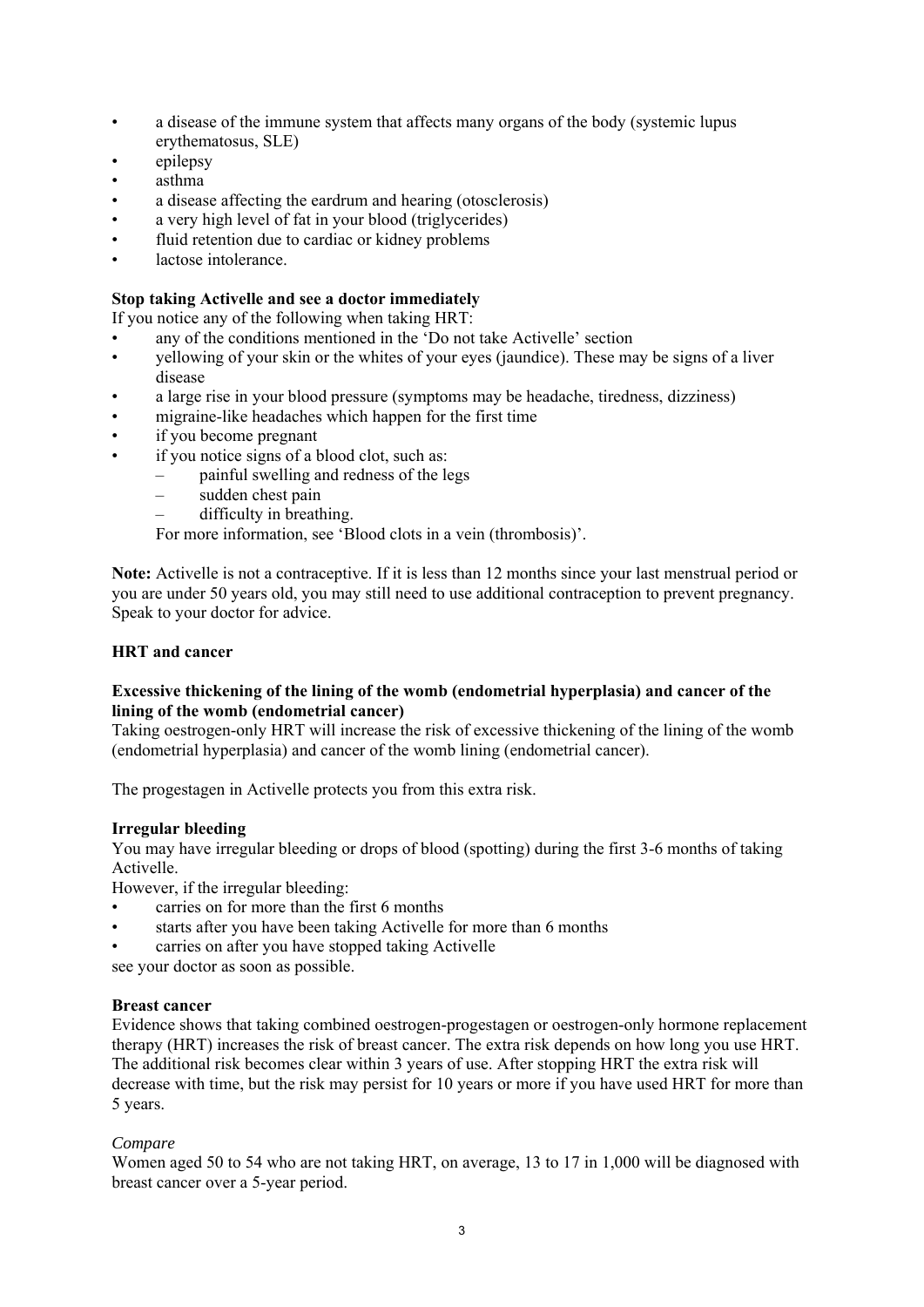- a disease of the immune system that affects many organs of the body (systemic lupus erythematosus, SLE)
- epilepsy
- asthma
- a disease affecting the eardrum and hearing (otosclerosis)
- a very high level of fat in your blood (triglycerides)
- fluid retention due to cardiac or kidney problems
- lactose intolerance.

**Stop taking Activelle and see a doctor immediately**

If you notice any of the following when taking HRT:

- any of the conditions mentioned in the 'Do not take Activelle' section
- yellowing of your skin or the whites of your eyes (jaundice). These may be signs of a liver disease
- a large rise in your blood pressure (symptoms may be headache, tiredness, dizziness)
- migraine-like headaches which happen for the first time
- if you become pregnant
- if you notice signs of a blood clot, such as:
  - painful swelling and redness of the legs
  - sudden chest pain
  - difficulty in breathing.

  For more information, see 'Blood clots in a vein (thrombosis)'.

**Note:** Activelle is not a contraceptive. If it is less than 12 months since your last menstrual period or you are under 50 years old, you may still need to use additional contraception to prevent pregnancy. Speak to your doctor for advice.

**HRT and cancer**

**Excessive thickening of the lining of the womb (endometrial hyperplasia) and cancer of the lining of the womb (endometrial cancer)**

Taking oestrogen-only HRT will increase the risk of excessive thickening of the lining of the womb (endometrial hyperplasia) and cancer of the womb lining (endometrial cancer).

The progestagen in Activelle protects you from this extra risk.

**Irregular bleeding**

You may have irregular bleeding or drops of blood (spotting) during the first 3-6 months of taking Activelle.

However, if the irregular bleeding:

- carries on for more than the first 6 months
- starts after you have been taking Activelle for more than 6 months
- carries on after you have stopped taking Activelle

see your doctor as soon as possible.

**Breast cancer**

Evidence shows that taking combined oestrogen-progestagen or oestrogen-only hormone replacement therapy (HRT) increases the risk of breast cancer. The extra risk depends on how long you use HRT. The additional risk becomes clear within 3 years of use. After stopping HRT the extra risk will decrease with time, but the risk may persist for 10 years or more if you have used HRT for more than 5 years.

*Compare*

Women aged 50 to 54 who are not taking HRT, on average, 13 to 17 in 1,000 will be diagnosed with breast cancer over a 5-year period.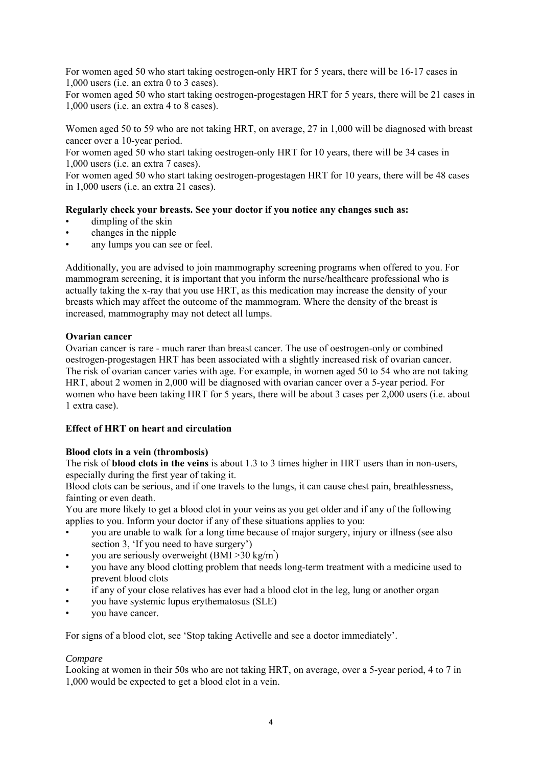For women aged 50 who start taking oestrogen-only HRT for 5 years, there will be 16-17 cases in 1,000 users (i.e. an extra 0 to 3 cases).
For women aged 50 who start taking oestrogen-progestagen HRT for 5 years, there will be 21 cases in 1,000 users (i.e. an extra 4 to 8 cases).

Women aged 50 to 59 who are not taking HRT, on average, 27 in 1,000 will be diagnosed with breast cancer over a 10-year period.
For women aged 50 who start taking oestrogen-only HRT for 10 years, there will be 34 cases in 1,000 users (i.e. an extra 7 cases).
For women aged 50 who start taking oestrogen-progestagen HRT for 10 years, there will be 48 cases in 1,000 users (i.e. an extra 21 cases).

**Regularly check your breasts. See your doctor if you notice any changes such as:**

- dimpling of the skin
- changes in the nipple
- any lumps you can see or feel.

Additionally, you are advised to join mammography screening programs when offered to you. For mammogram screening, it is important that you inform the nurse/healthcare professional who is actually taking the x-ray that you use HRT, as this medication may increase the density of your breasts which may affect the outcome of the mammogram. Where the density of the breast is increased, mammography may not detect all lumps.

**Ovarian cancer**

Ovarian cancer is rare - much rarer than breast cancer. The use of oestrogen-only or combined oestrogen-progestagen HRT has been associated with a slightly increased risk of ovarian cancer. The risk of ovarian cancer varies with age. For example, in women aged 50 to 54 who are not taking HRT, about 2 women in 2,000 will be diagnosed with ovarian cancer over a 5-year period. For women who have been taking HRT for 5 years, there will be about 3 cases per 2,000 users (i.e. about 1 extra case).

**Effect of HRT on heart and circulation**

**Blood clots in a vein (thrombosis)**

The risk of **blood clots in the veins** is about 1.3 to 3 times higher in HRT users than in non-users, especially during the first year of taking it.
Blood clots can be serious, and if one travels to the lungs, it can cause chest pain, breathlessness, fainting or even death.
You are more likely to get a blood clot in your veins as you get older and if any of the following applies to you. Inform your doctor if any of these situations applies to you:

- you are unable to walk for a long time because of major surgery, injury or illness (see also section 3, 'If you need to have surgery')
- you are seriously overweight (BMI >30 kg/m$^2$)
- you have any blood clotting problem that needs long-term treatment with a medicine used to prevent blood clots
- if any of your close relatives has ever had a blood clot in the leg, lung or another organ
- you have systemic lupus erythematosus (SLE)
- you have cancer.

For signs of a blood clot, see 'Stop taking Activelle and see a doctor immediately'.

*Compare*

Looking at women in their 50s who are not taking HRT, on average, over a 5-year period, 4 to 7 in 1,000 would be expected to get a blood clot in a vein.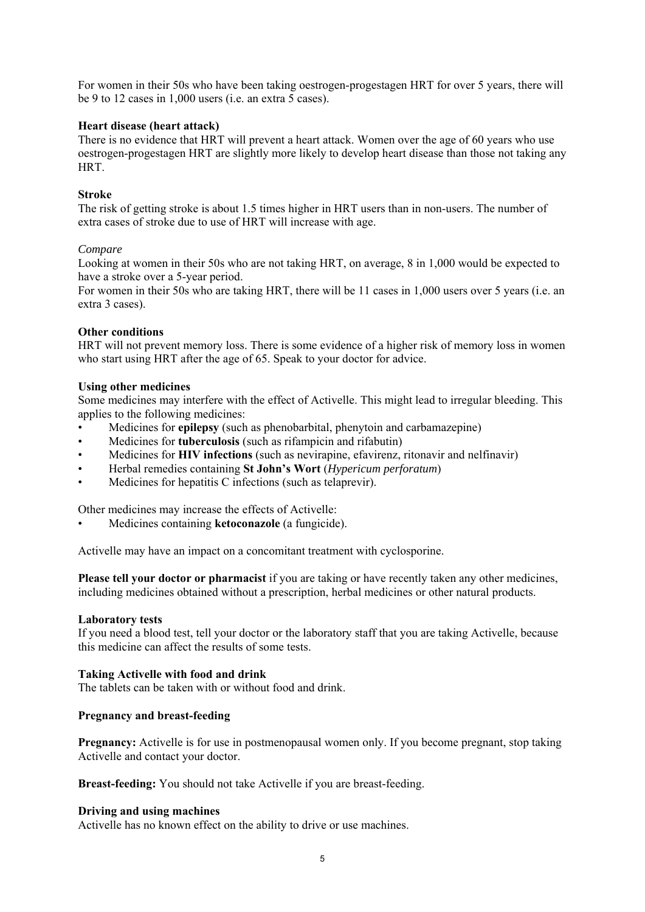For women in their 50s who have been taking oestrogen-progestagen HRT for over 5 years, there will be 9 to 12 cases in 1,000 users (i.e. an extra 5 cases).

**Heart disease (heart attack)**

There is no evidence that HRT will prevent a heart attack. Women over the age of 60 years who use oestrogen-progestagen HRT are slightly more likely to develop heart disease than those not taking any HRT.

**Stroke**

The risk of getting stroke is about 1.5 times higher in HRT users than in non-users. The number of extra cases of stroke due to use of HRT will increase with age.

*Compare*

Looking at women in their 50s who are not taking HRT, on average, 8 in 1,000 would be expected to have a stroke over a 5-year period.

For women in their 50s who are taking HRT, there will be 11 cases in 1,000 users over 5 years (i.e. an extra 3 cases).

**Other conditions**

HRT will not prevent memory loss. There is some evidence of a higher risk of memory loss in women who start using HRT after the age of 65. Speak to your doctor for advice.

**Using other medicines**

Some medicines may interfere with the effect of Activelle. This might lead to irregular bleeding. This applies to the following medicines:

- Medicines for **epilepsy** (such as phenobarbital, phenytoin and carbamazepine)
- Medicines for **tuberculosis** (such as rifampicin and rifabutin)
- Medicines for **HIV infections** (such as nevirapine, efavirenz, ritonavir and nelfinavir)
- Herbal remedies containing **St John's Wort** (*Hypericum perforatum*)
- Medicines for hepatitis C infections (such as telaprevir).

Other medicines may increase the effects of Activelle:

- Medicines containing **ketoconazole** (a fungicide).

Activelle may have an impact on a concomitant treatment with cyclosporine.

**Please tell your doctor or pharmacist** if you are taking or have recently taken any other medicines, including medicines obtained without a prescription, herbal medicines or other natural products.

**Laboratory tests**

If you need a blood test, tell your doctor or the laboratory staff that you are taking Activelle, because this medicine can affect the results of some tests.

**Taking Activelle with food and drink**

The tablets can be taken with or without food and drink.

**Pregnancy and breast-feeding**

**Pregnancy:** Activelle is for use in postmenopausal women only. If you become pregnant, stop taking Activelle and contact your doctor.

**Breast-feeding:** You should not take Activelle if you are breast-feeding.

**Driving and using machines**

Activelle has no known effect on the ability to drive or use machines.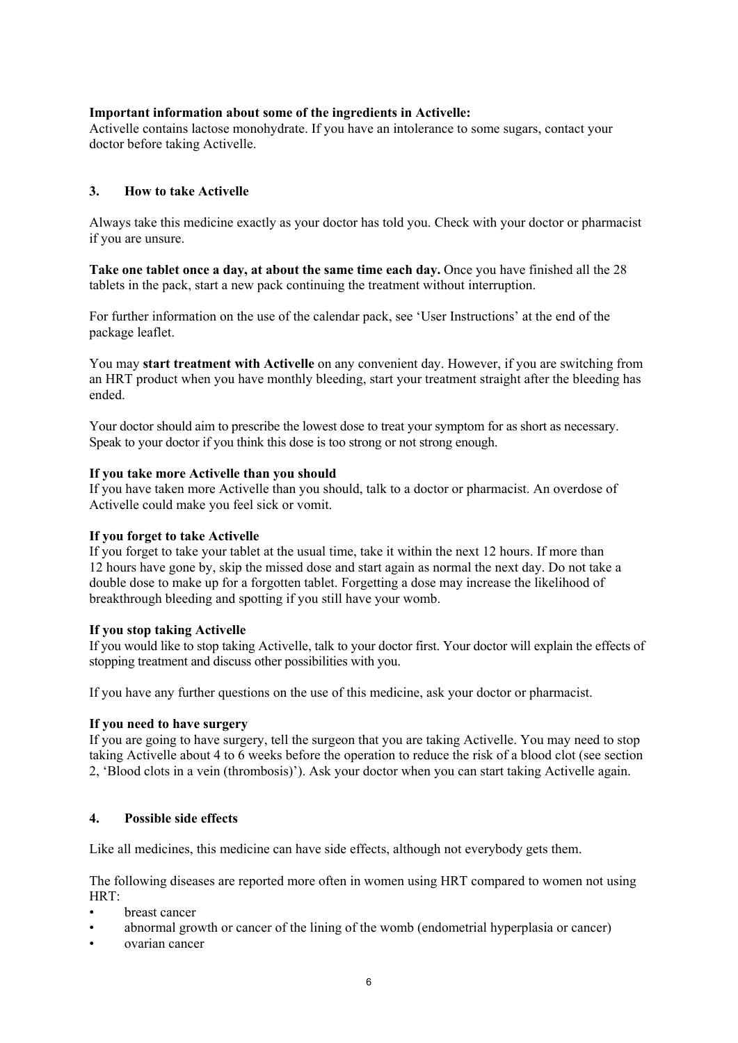**Important information about some of the ingredients in Activelle:**
Activelle contains lactose monohydrate. If you have an intolerance to some sugars, contact your doctor before taking Activelle.

## 3. How to take Activelle

Always take this medicine exactly as your doctor has told you. Check with your doctor or pharmacist if you are unsure.

**Take one tablet once a day, at about the same time each day.** Once you have finished all the 28 tablets in the pack, start a new pack continuing the treatment without interruption.

For further information on the use of the calendar pack, see 'User Instructions' at the end of the package leaflet.

You may **start treatment with Activelle** on any convenient day. However, if you are switching from an HRT product when you have monthly bleeding, start your treatment straight after the bleeding has ended.

Your doctor should aim to prescribe the lowest dose to treat your symptom for as short as necessary. Speak to your doctor if you think this dose is too strong or not strong enough.

**If you take more Activelle than you should**
If you have taken more Activelle than you should, talk to a doctor or pharmacist. An overdose of Activelle could make you feel sick or vomit.

**If you forget to take Activelle**
If you forget to take your tablet at the usual time, take it within the next 12 hours. If more than 12 hours have gone by, skip the missed dose and start again as normal the next day. Do not take a double dose to make up for a forgotten tablet. Forgetting a dose may increase the likelihood of breakthrough bleeding and spotting if you still have your womb.

**If you stop taking Activelle**
If you would like to stop taking Activelle, talk to your doctor first. Your doctor will explain the effects of stopping treatment and discuss other possibilities with you.

If you have any further questions on the use of this medicine, ask your doctor or pharmacist.

**If you need to have surgery**
If you are going to have surgery, tell the surgeon that you are taking Activelle. You may need to stop taking Activelle about 4 to 6 weeks before the operation to reduce the risk of a blood clot (see section 2, 'Blood clots in a vein (thrombosis)'). Ask your doctor when you can start taking Activelle again.

## 4. Possible side effects

Like all medicines, this medicine can have side effects, although not everybody gets them.

The following diseases are reported more often in women using HRT compared to women not using HRT:

- breast cancer
- abnormal growth or cancer of the lining of the womb (endometrial hyperplasia or cancer)
- ovarian cancer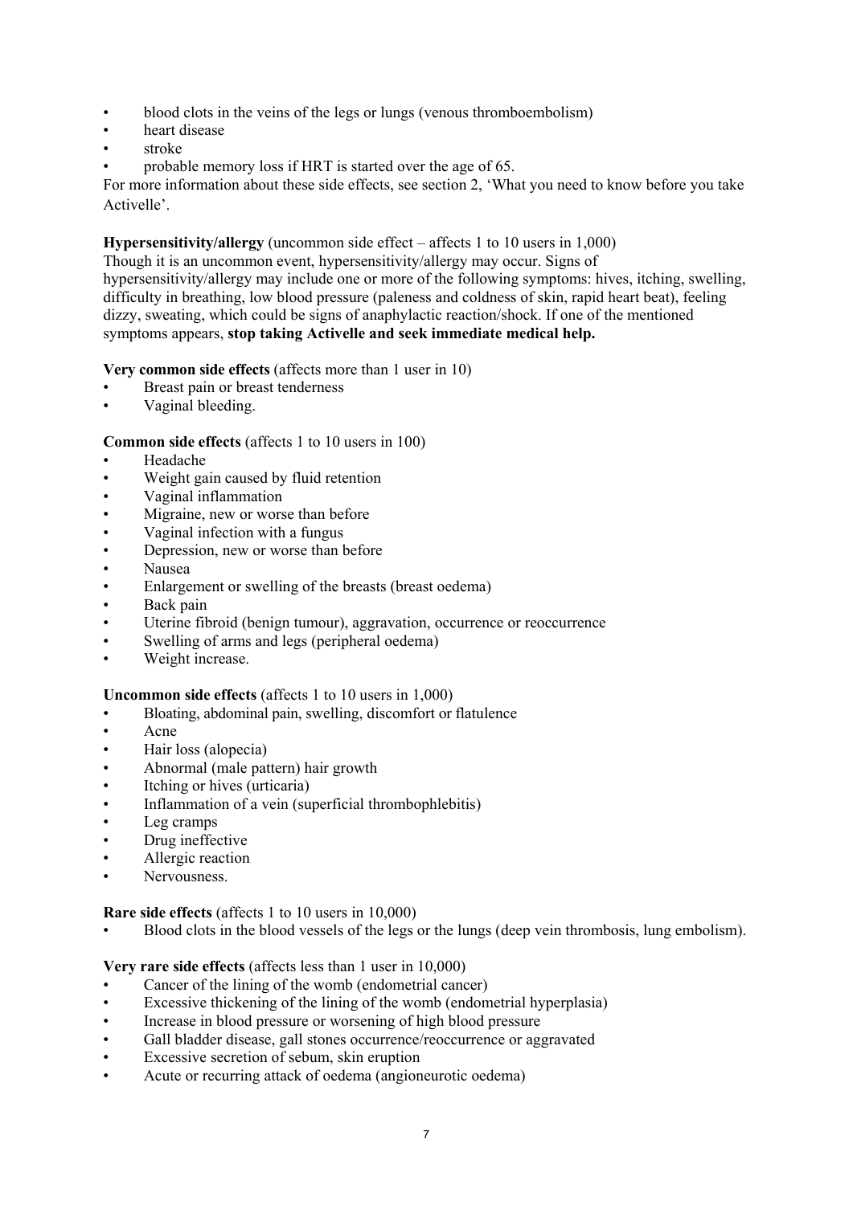- blood clots in the veins of the legs or lungs (venous thromboembolism)
- heart disease
- stroke
- probable memory loss if HRT is started over the age of 65.

For more information about these side effects, see section 2, 'What you need to know before you take Activelle'.

**Hypersensitivity/allergy** (uncommon side effect – affects 1 to 10 users in 1,000)
Though it is an uncommon event, hypersensitivity/allergy may occur. Signs of hypersensitivity/allergy may include one or more of the following symptoms: hives, itching, swelling, difficulty in breathing, low blood pressure (paleness and coldness of skin, rapid heart beat), feeling dizzy, sweating, which could be signs of anaphylactic reaction/shock. If one of the mentioned symptoms appears, **stop taking Activelle and seek immediate medical help.**

**Very common side effects** (affects more than 1 user in 10)

- Breast pain or breast tenderness
- Vaginal bleeding.

**Common side effects** (affects 1 to 10 users in 100)

- Headache
- Weight gain caused by fluid retention
- Vaginal inflammation
- Migraine, new or worse than before
- Vaginal infection with a fungus
- Depression, new or worse than before
- Nausea
- Enlargement or swelling of the breasts (breast oedema)
- Back pain
- Uterine fibroid (benign tumour), aggravation, occurrence or reoccurrence
- Swelling of arms and legs (peripheral oedema)
- Weight increase.

**Uncommon side effects** (affects 1 to 10 users in 1,000)

- Bloating, abdominal pain, swelling, discomfort or flatulence
- Acne
- Hair loss (alopecia)
- Abnormal (male pattern) hair growth
- Itching or hives (urticaria)
- Inflammation of a vein (superficial thrombophlebitis)
- Leg cramps
- Drug ineffective
- Allergic reaction
- Nervousness.

**Rare side effects** (affects 1 to 10 users in 10,000)

- Blood clots in the blood vessels of the legs or the lungs (deep vein thrombosis, lung embolism).

**Very rare side effects** (affects less than 1 user in 10,000)

- Cancer of the lining of the womb (endometrial cancer)
- Excessive thickening of the lining of the womb (endometrial hyperplasia)
- Increase in blood pressure or worsening of high blood pressure
- Gall bladder disease, gall stones occurrence/reoccurrence or aggravated
- Excessive secretion of sebum, skin eruption
- Acute or recurring attack of oedema (angioneurotic oedema)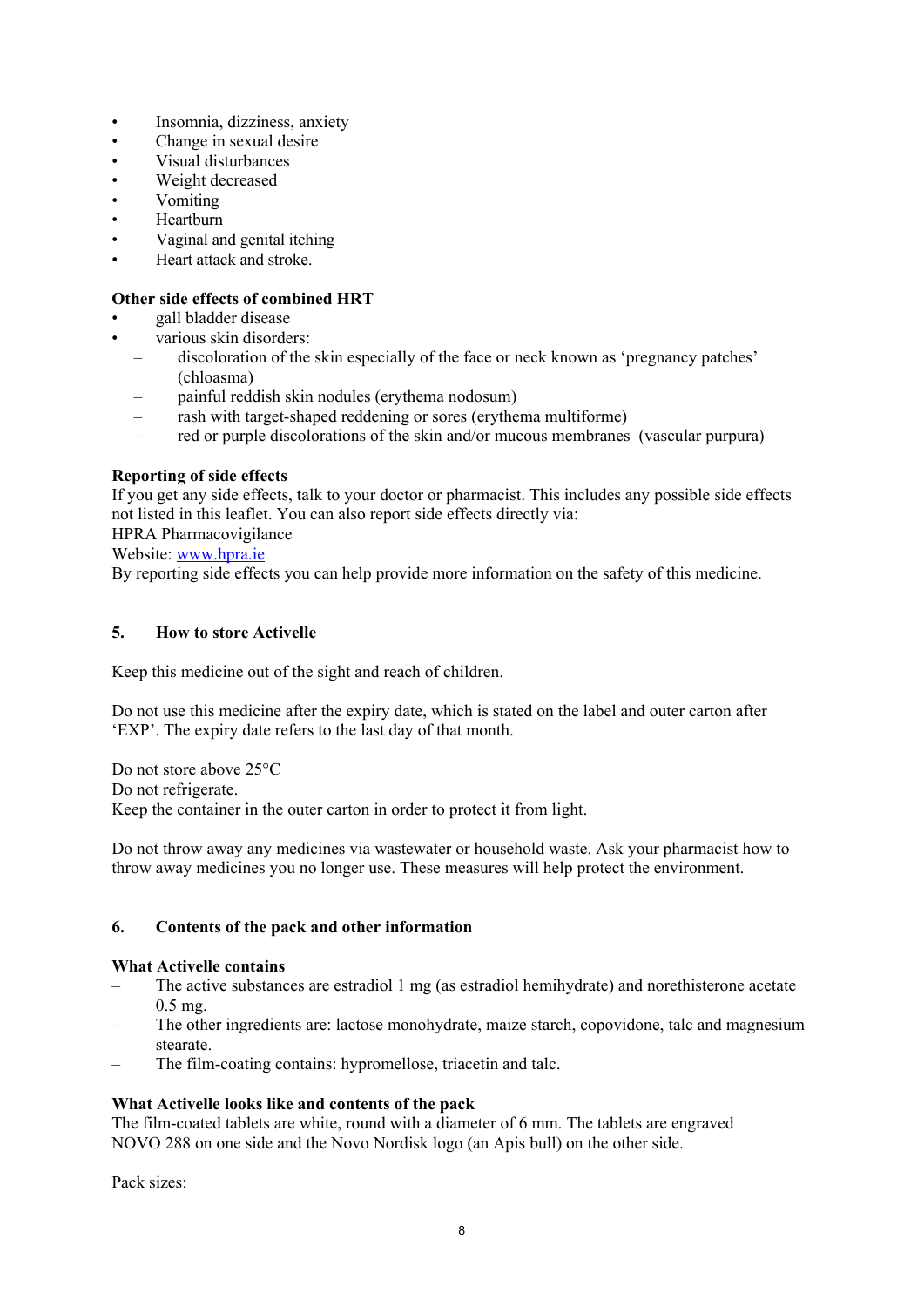- Insomnia, dizziness, anxiety
- Change in sexual desire
- Visual disturbances
- Weight decreased
- Vomiting
- Heartburn
- Vaginal and genital itching
- Heart attack and stroke.

**Other side effects of combined HRT**

- gall bladder disease
- various skin disorders:
  - discoloration of the skin especially of the face or neck known as 'pregnancy patches' (chloasma)
  - painful reddish skin nodules (erythema nodosum)
  - rash with target-shaped reddening or sores (erythema multiforme)
  - red or purple discolorations of the skin and/or mucous membranes (vascular purpura)

**Reporting of side effects**

If you get any side effects, talk to your doctor or pharmacist. This includes any possible side effects not listed in this leaflet. You can also report side effects directly via:
HPRA Pharmacovigilance
Website: www.hpra.ie
By reporting side effects you can help provide more information on the safety of this medicine.

## 5. How to store Activelle

Keep this medicine out of the sight and reach of children.

Do not use this medicine after the expiry date, which is stated on the label and outer carton after 'EXP'. The expiry date refers to the last day of that month.

Do not store above 25°C
Do not refrigerate.
Keep the container in the outer carton in order to protect it from light.

Do not throw away any medicines via wastewater or household waste. Ask your pharmacist how to throw away medicines you no longer use. These measures will help protect the environment.

## 6. Contents of the pack and other information

**What Activelle contains**

- The active substances are estradiol 1 mg (as estradiol hemihydrate) and norethisterone acetate 0.5 mg.
- The other ingredients are: lactose monohydrate, maize starch, copovidone, talc and magnesium stearate.
- The film-coating contains: hypromellose, triacetin and talc.

**What Activelle looks like and contents of the pack**

The film-coated tablets are white, round with a diameter of 6 mm. The tablets are engraved NOVO 288 on one side and the Novo Nordisk logo (an Apis bull) on the other side.

Pack sizes: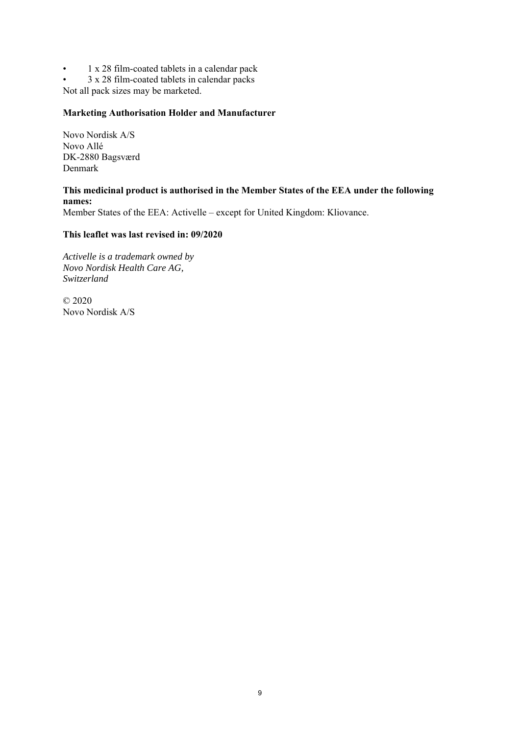- 1 x 28 film-coated tablets in a calendar pack
- 3 x 28 film-coated tablets in calendar packs

Not all pack sizes may be marketed.

**Marketing Authorisation Holder and Manufacturer**

Novo Nordisk A/S
Novo Allé
DK-2880 Bagsværd
Denmark

**This medicinal product is authorised in the Member States of the EEA under the following names:**
Member States of the EEA: Activelle – except for United Kingdom: Kliovance.

**This leaflet was last revised in: 09/2020**

*Activelle is a trademark owned by*
*Novo Nordisk Health Care AG,*
*Switzerland*

© 2020
Novo Nordisk A/S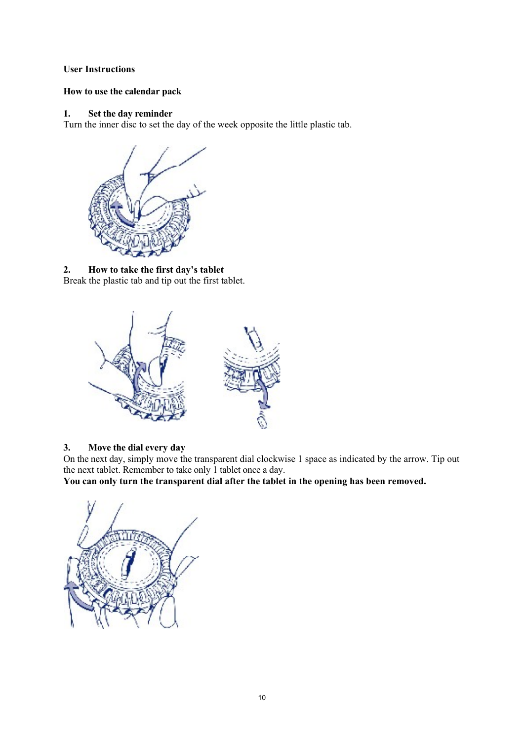## User Instructions

### How to use the calendar pack

**1. Set the day reminder**

Turn the inner disc to set the day of the week opposite the little plastic tab.

**2. How to take the first day's tablet**

Break the plastic tab and tip out the first tablet.

**3. Move the dial every day**

On the next day, simply move the transparent dial clockwise 1 space as indicated by the arrow. Tip out the next tablet. Remember to take only 1 tablet once a day.

**You can only turn the transparent dial after the tablet in the opening has been removed.**